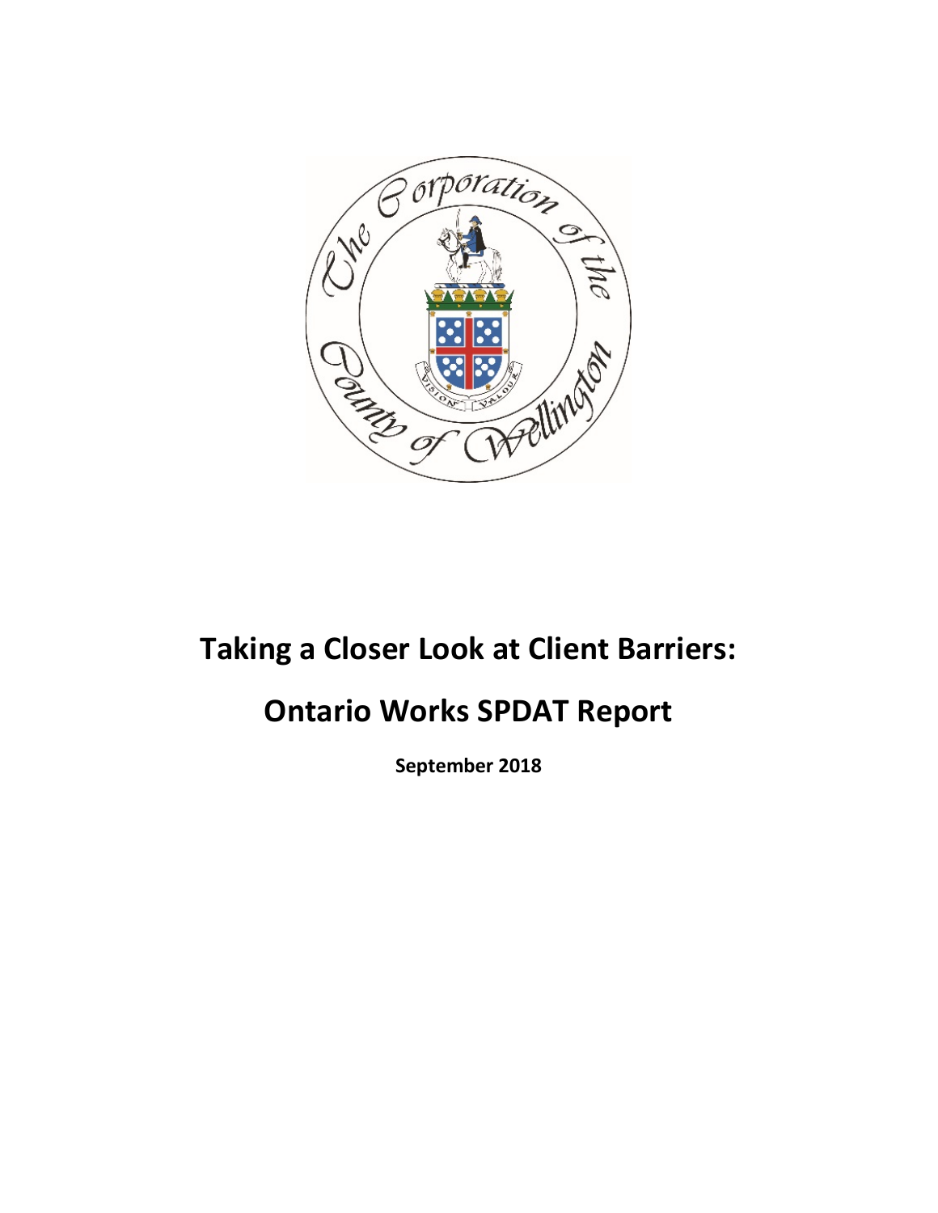# Taking a Closer Look at Client Barriers:

# Ontario Works SPDAT Report

**September 2018**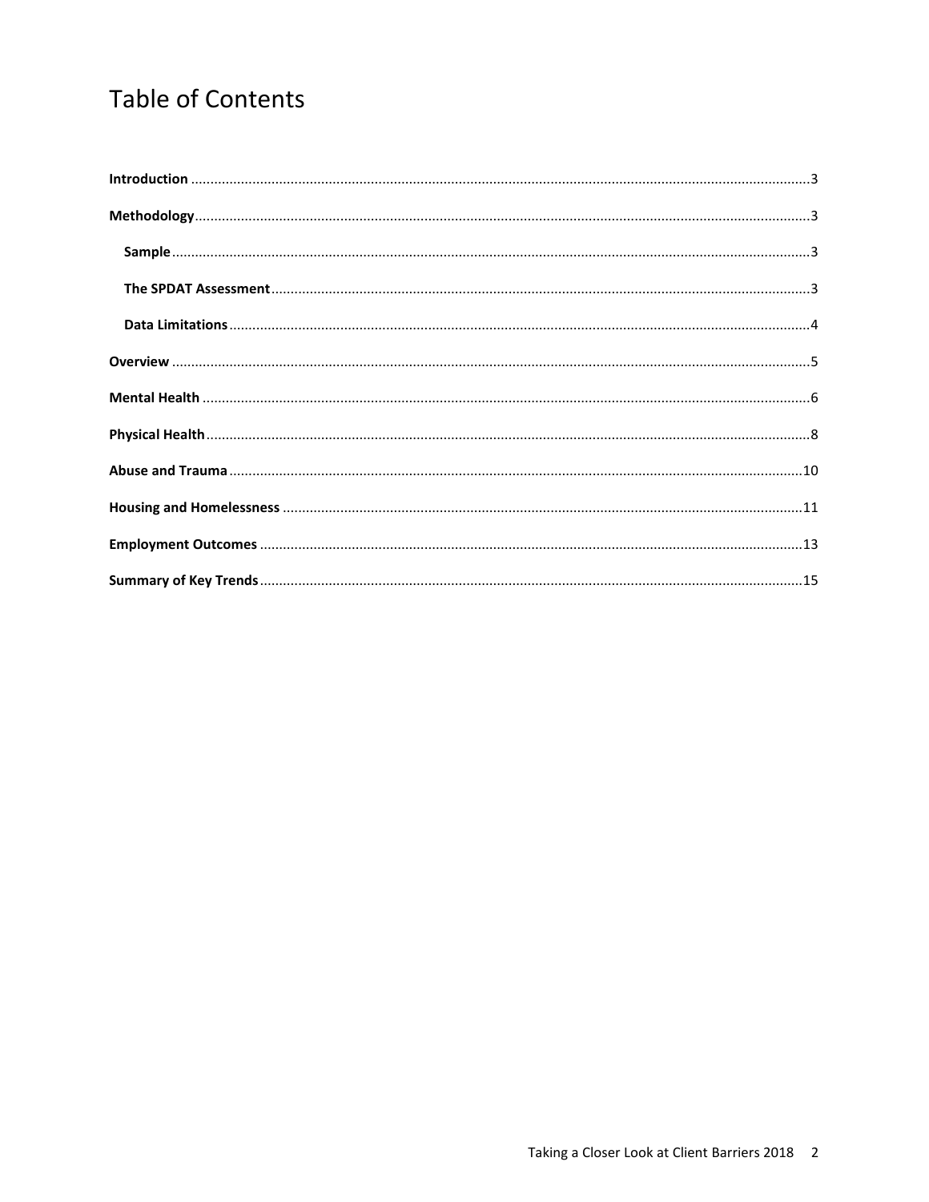# Table of Contents

**Introduction** ....................................................................................................................................................3

**Methodology**....................................................................................................................................................3

  **Sample**.........................................................................................................................................................3

  **The SPDAT Assessment**...............................................................................................................................3

  **Data Limitations**..........................................................................................................................................4

**Overview** .........................................................................................................................................................5

**Mental Health** ..................................................................................................................................................6

**Physical Health**.................................................................................................................................................8

**Abuse and Trauma**..........................................................................................................................................10

**Housing and Homelessness** ...........................................................................................................................11

**Employment Outcomes** .................................................................................................................................13

**Summary of Key Trends**..................................................................................................................................15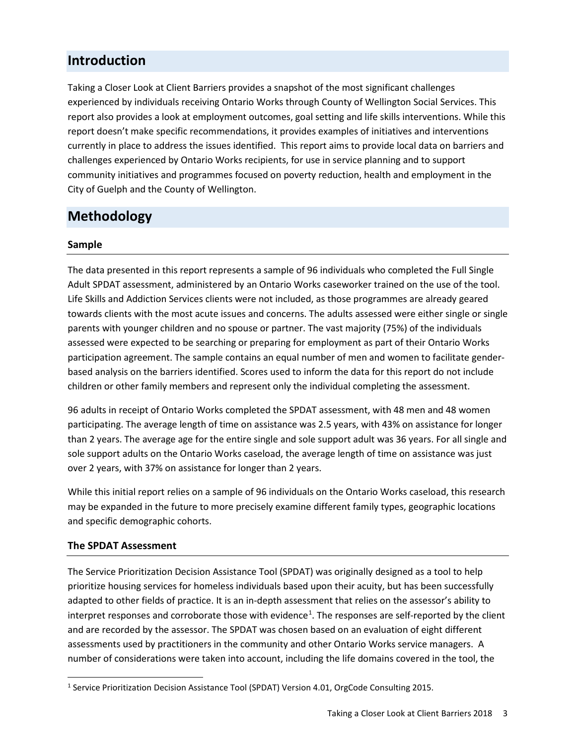## Introduction

Taking a Closer Look at Client Barriers provides a snapshot of the most significant challenges experienced by individuals receiving Ontario Works through County of Wellington Social Services. This report also provides a look at employment outcomes, goal setting and life skills interventions. While this report doesn't make specific recommendations, it provides examples of initiatives and interventions currently in place to address the issues identified. This report aims to provide local data on barriers and challenges experienced by Ontario Works recipients, for use in service planning and to support community initiatives and programmes focused on poverty reduction, health and employment in the City of Guelph and the County of Wellington.

## Methodology

### Sample

The data presented in this report represents a sample of 96 individuals who completed the Full Single Adult SPDAT assessment, administered by an Ontario Works caseworker trained on the use of the tool. Life Skills and Addiction Services clients were not included, as those programmes are already geared towards clients with the most acute issues and concerns. The adults assessed were either single or single parents with younger children and no spouse or partner. The vast majority (75%) of the individuals assessed were expected to be searching or preparing for employment as part of their Ontario Works participation agreement. The sample contains an equal number of men and women to facilitate gender-based analysis on the barriers identified. Scores used to inform the data for this report do not include children or other family members and represent only the individual completing the assessment.

96 adults in receipt of Ontario Works completed the SPDAT assessment, with 48 men and 48 women participating. The average length of time on assistance was 2.5 years, with 43% on assistance for longer than 2 years. The average age for the entire single and sole support adult was 36 years. For all single and sole support adults on the Ontario Works caseload, the average length of time on assistance was just over 2 years, with 37% on assistance for longer than 2 years.

While this initial report relies on a sample of 96 individuals on the Ontario Works caseload, this research may be expanded in the future to more precisely examine different family types, geographic locations and specific demographic cohorts.

### The SPDAT Assessment

The Service Prioritization Decision Assistance Tool (SPDAT) was originally designed as a tool to help prioritize housing services for homeless individuals based upon their acuity, but has been successfully adapted to other fields of practice. It is an in-depth assessment that relies on the assessor's ability to interpret responses and corroborate those with evidence[1]. The responses are self-reported by the client and are recorded by the assessor. The SPDAT was chosen based on an evaluation of eight different assessments used by practitioners in the community and other Ontario Works service managers. A number of considerations were taken into account, including the life domains covered in the tool, the

[1] Service Prioritization Decision Assistance Tool (SPDAT) Version 4.01, OrgCode Consulting 2015.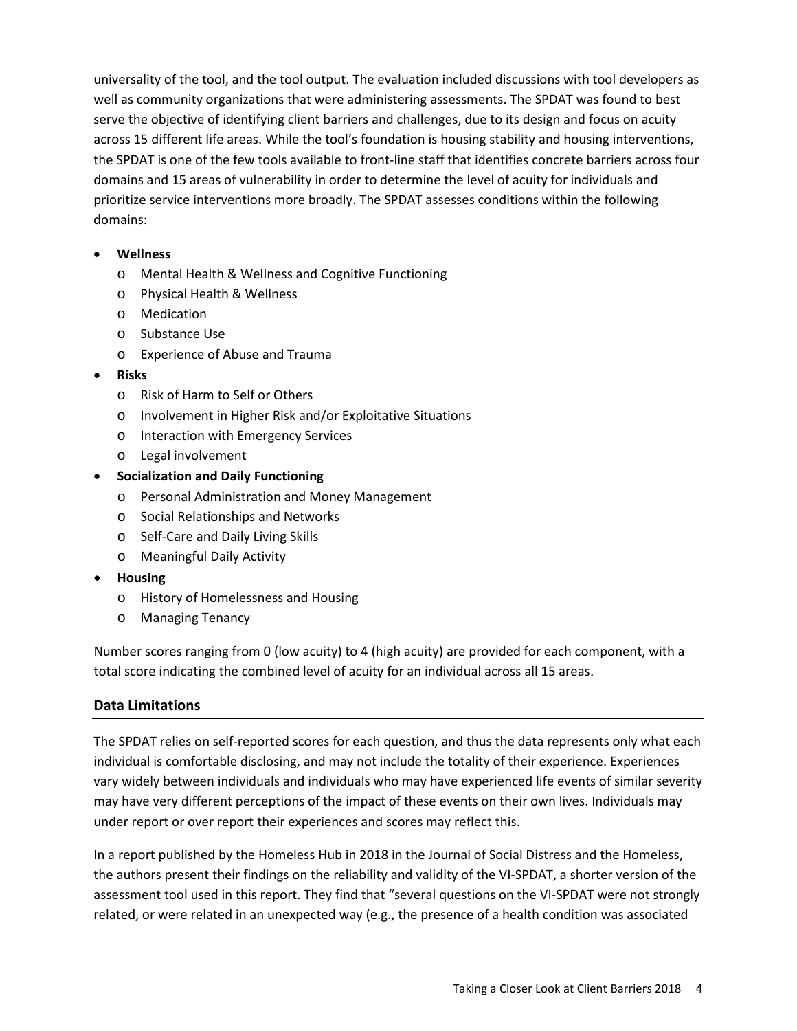universality of the tool, and the tool output. The evaluation included discussions with tool developers as well as community organizations that were administering assessments. The SPDAT was found to best serve the objective of identifying client barriers and challenges, due to its design and focus on acuity across 15 different life areas. While the tool's foundation is housing stability and housing interventions, the SPDAT is one of the few tools available to front-line staff that identifies concrete barriers across four domains and 15 areas of vulnerability in order to determine the level of acuity for individuals and prioritize service interventions more broadly. The SPDAT assesses conditions within the following domains:

- **Wellness**
  - Mental Health & Wellness and Cognitive Functioning
  - Physical Health & Wellness
  - Medication
  - Substance Use
  - Experience of Abuse and Trauma
- **Risks**
  - Risk of Harm to Self or Others
  - Involvement in Higher Risk and/or Exploitative Situations
  - Interaction with Emergency Services
  - Legal involvement
- **Socialization and Daily Functioning**
  - Personal Administration and Money Management
  - Social Relationships and Networks
  - Self-Care and Daily Living Skills
  - Meaningful Daily Activity
- **Housing**
  - History of Homelessness and Housing
  - Managing Tenancy

Number scores ranging from 0 (low acuity) to 4 (high acuity) are provided for each component, with a total score indicating the combined level of acuity for an individual across all 15 areas.

## Data Limitations

The SPDAT relies on self-reported scores for each question, and thus the data represents only what each individual is comfortable disclosing, and may not include the totality of their experience. Experiences vary widely between individuals and individuals who may have experienced life events of similar severity may have very different perceptions of the impact of these events on their own lives. Individuals may under report or over report their experiences and scores may reflect this.

In a report published by the Homeless Hub in 2018 in the Journal of Social Distress and the Homeless, the authors present their findings on the reliability and validity of the VI-SPDAT, a shorter version of the assessment tool used in this report. They find that "several questions on the VI-SPDAT were not strongly related, or were related in an unexpected way (e.g., the presence of a health condition was associated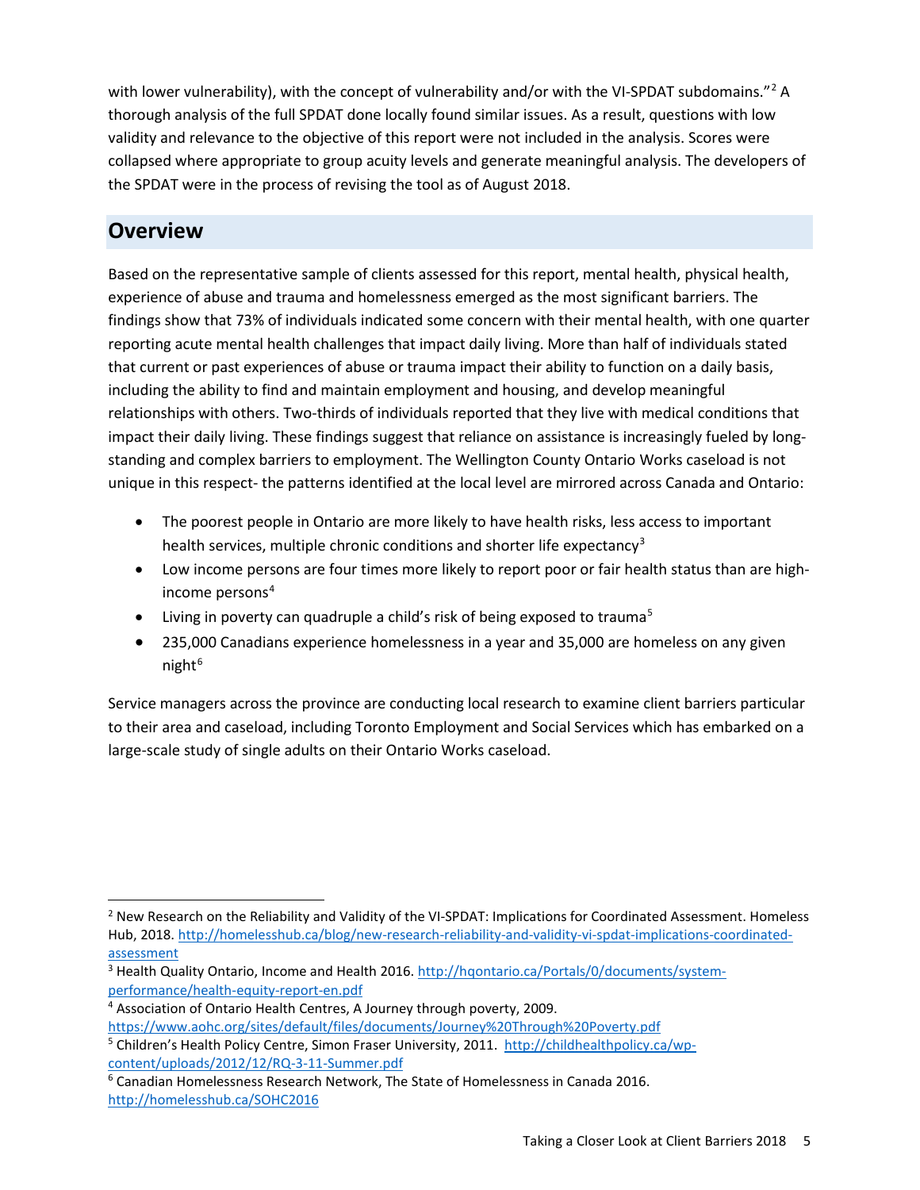with lower vulnerability), with the concept of vulnerability and/or with the VI-SPDAT subdomains."[2] A thorough analysis of the full SPDAT done locally found similar issues. As a result, questions with low validity and relevance to the objective of this report were not included in the analysis. Scores were collapsed where appropriate to group acuity levels and generate meaningful analysis. The developers of the SPDAT were in the process of revising the tool as of August 2018.

## Overview

Based on the representative sample of clients assessed for this report, mental health, physical health, experience of abuse and trauma and homelessness emerged as the most significant barriers. The findings show that 73% of individuals indicated some concern with their mental health, with one quarter reporting acute mental health challenges that impact daily living. More than half of individuals stated that current or past experiences of abuse or trauma impact their ability to function on a daily basis, including the ability to find and maintain employment and housing, and develop meaningful relationships with others. Two-thirds of individuals reported that they live with medical conditions that impact their daily living. These findings suggest that reliance on assistance is increasingly fueled by long-standing and complex barriers to employment. The Wellington County Ontario Works caseload is not unique in this respect- the patterns identified at the local level are mirrored across Canada and Ontario:

- The poorest people in Ontario are more likely to have health risks, less access to important health services, multiple chronic conditions and shorter life expectancy[3]
- Low income persons are four times more likely to report poor or fair health status than are high-income persons[4]
- Living in poverty can quadruple a child's risk of being exposed to trauma[5]
- 235,000 Canadians experience homelessness in a year and 35,000 are homeless on any given night[6]

Service managers across the province are conducting local research to examine client barriers particular to their area and caseload, including Toronto Employment and Social Services which has embarked on a large-scale study of single adults on their Ontario Works caseload.

---

[2] New Research on the Reliability and Validity of the VI-SPDAT: Implications for Coordinated Assessment. Homeless Hub, 2018. http://homelesshub.ca/blog/new-research-reliability-and-validity-vi-spdat-implications-coordinated-assessment

[3] Health Quality Ontario, Income and Health 2016. http://hqontario.ca/Portals/0/documents/system-performance/health-equity-report-en.pdf

[4] Association of Ontario Health Centres, A Journey through poverty, 2009. https://www.aohc.org/sites/default/files/documents/Journey%20Through%20Poverty.pdf

[5] Children's Health Policy Centre, Simon Fraser University, 2011. http://childhealthpolicy.ca/wp-content/uploads/2012/12/RQ-3-11-Summer.pdf

[6] Canadian Homelessness Research Network, The State of Homelessness in Canada 2016. http://homelesshub.ca/SOHC2016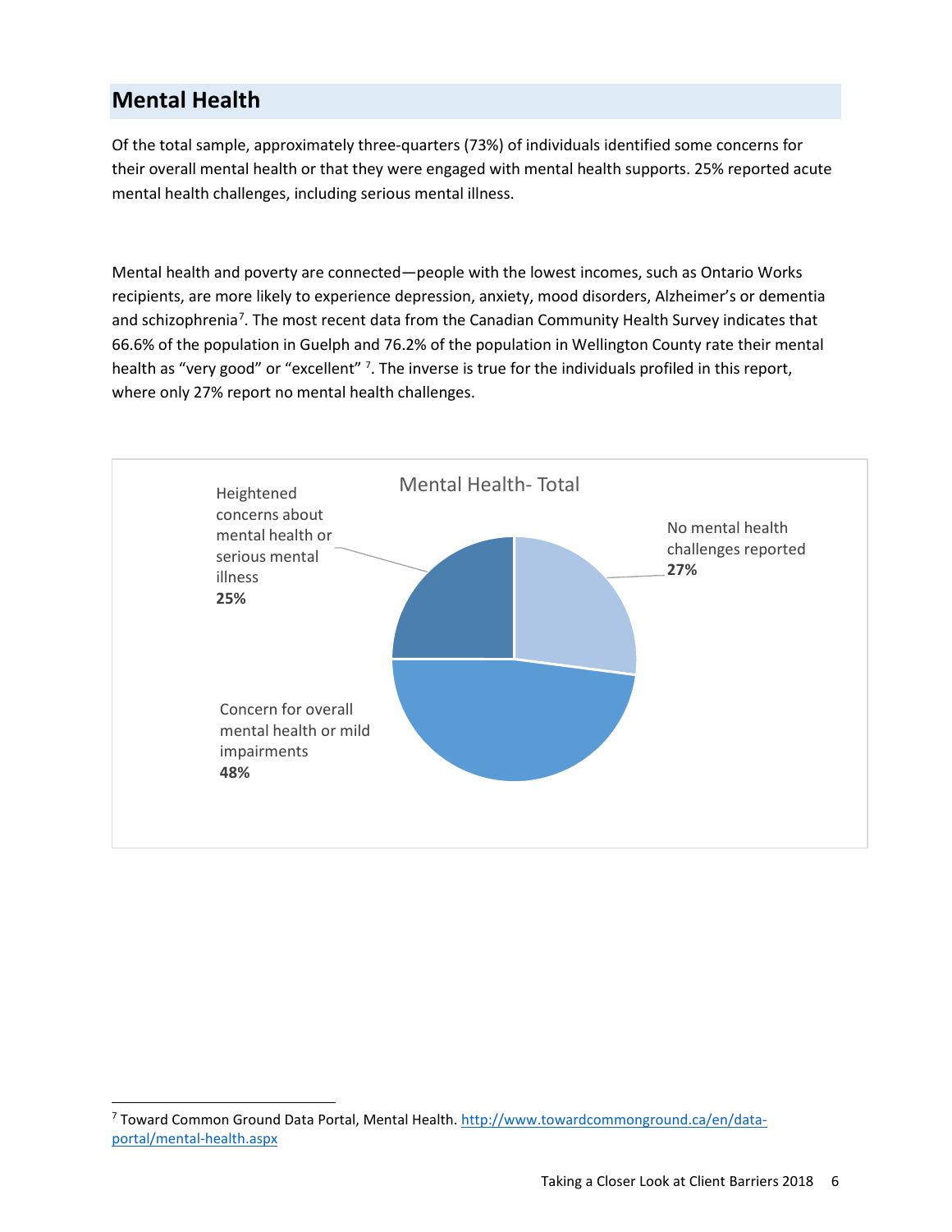## Mental Health

Of the total sample, approximately three-quarters (73%) of individuals identified some concerns for their overall mental health or that they were engaged with mental health supports. 25% reported acute mental health challenges, including serious mental illness.

Mental health and poverty are connected—people with the lowest incomes, such as Ontario Works recipients, are more likely to experience depression, anxiety, mood disorders, Alzheimer's or dementia and schizophrenia[7]. The most recent data from the Canadian Community Health Survey indicates that 66.6% of the population in Guelph and 76.2% of the population in Wellington County rate their mental health as "very good" or "excellent" [7]. The inverse is true for the individuals profiled in this report, where only 27% report no mental health challenges.

**Mental Health- Total**

| Category | Percentage |
|---|---|
| No mental health challenges reported | 27% |
| Concern for overall mental health or mild impairments | 48% |
| Heightened concerns about mental health or serious mental illness | 25% |

[7] Toward Common Ground Data Portal, Mental Health. http://www.towardcommonground.ca/en/data-portal/mental-health.aspx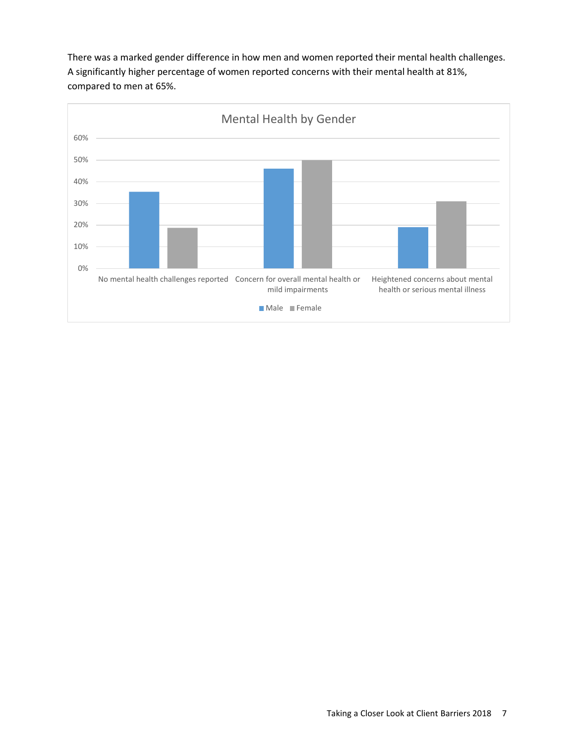There was a marked gender difference in how men and women reported their mental health challenges. A significantly higher percentage of women reported concerns with their mental health at 81%, compared to men at 65%.

Mental Health by Gender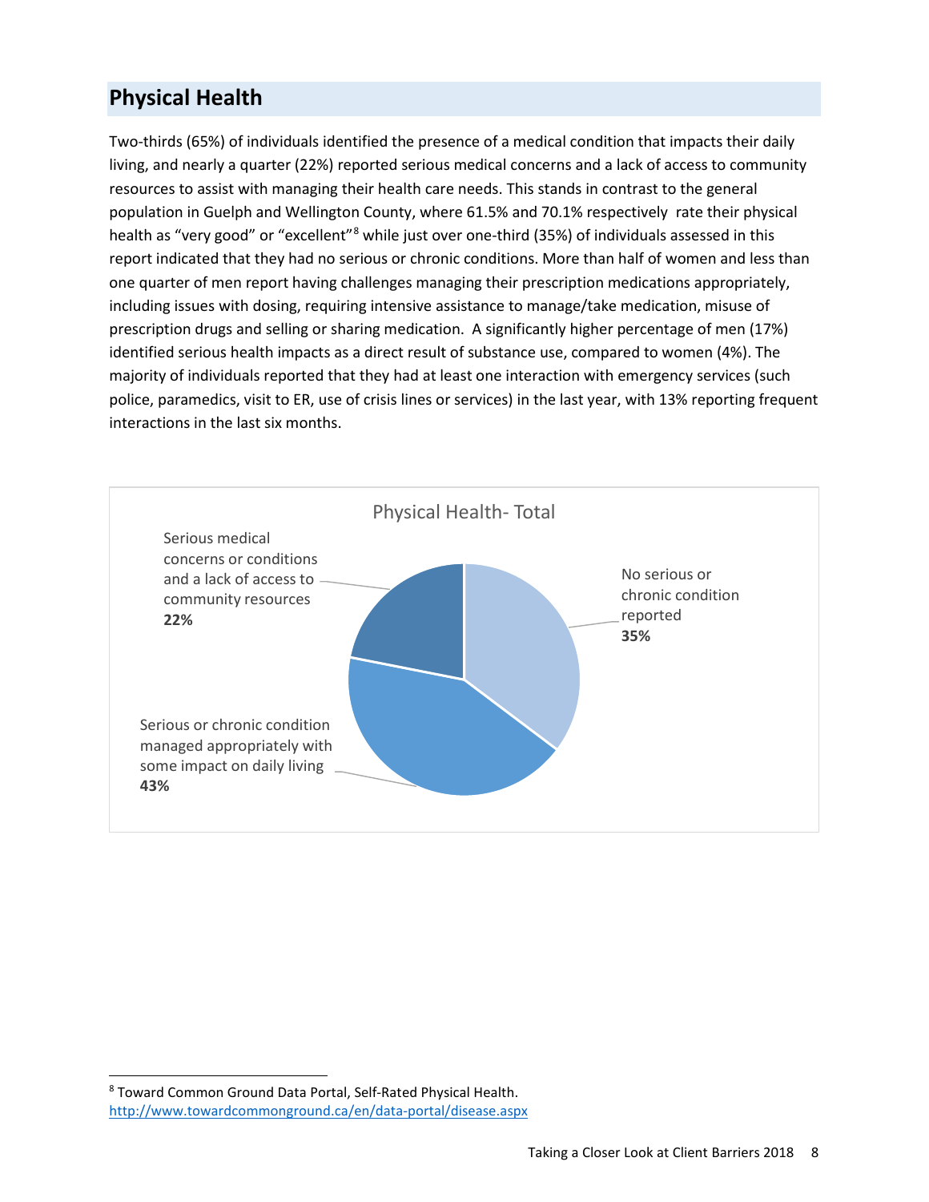## Physical Health

Two-thirds (65%) of individuals identified the presence of a medical condition that impacts their daily living, and nearly a quarter (22%) reported serious medical concerns and a lack of access to community resources to assist with managing their health care needs. This stands in contrast to the general population in Guelph and Wellington County, where 61.5% and 70.1% respectively rate their physical health as "very good" or "excellent"[8] while just over one-third (35%) of individuals assessed in this report indicated that they had no serious or chronic conditions. More than half of women and less than one quarter of men report having challenges managing their prescription medications appropriately, including issues with dosing, requiring intensive assistance to manage/take medication, misuse of prescription drugs and selling or sharing medication. A significantly higher percentage of men (17%) identified serious health impacts as a direct result of substance use, compared to women (4%). The majority of individuals reported that they had at least one interaction with emergency services (such police, paramedics, visit to ER, use of crisis lines or services) in the last year, with 13% reporting frequent interactions in the last six months.

Physical Health- Total

| Category | Percentage |
|---|---|
| No serious or chronic condition reported | 35% |
| Serious or chronic condition managed appropriately with some impact on daily living | 43% |
| Serious medical concerns or conditions and a lack of access to community resources | 22% |

---

[8] Toward Common Ground Data Portal, Self-Rated Physical Health. http://www.towardcommonground.ca/en/data-portal/disease.aspx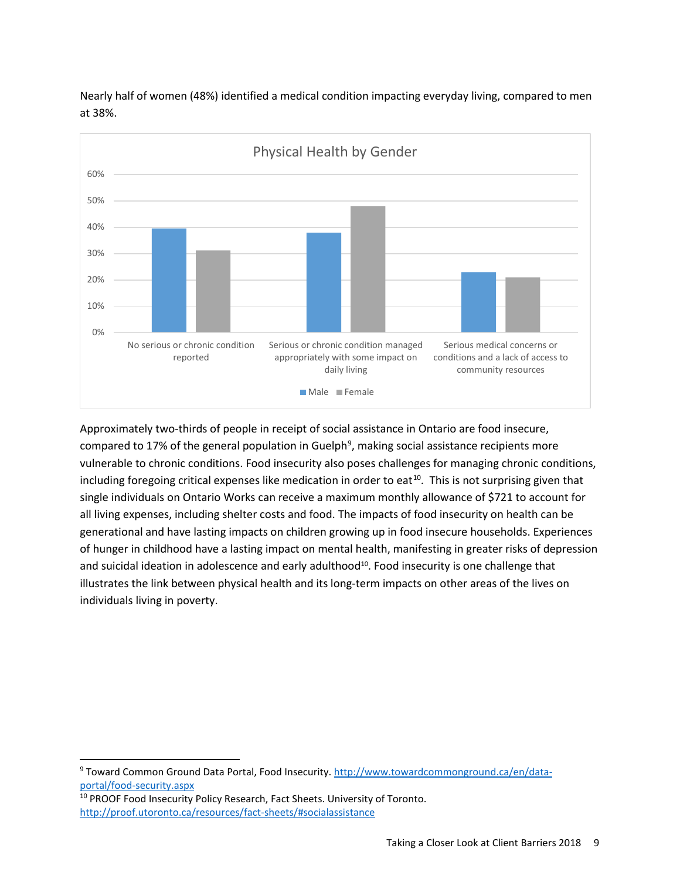Nearly half of women (48%) identified a medical condition impacting everyday living, compared to men at 38%.

Physical Health by Gender

| | Male | Female |
|---|---|---|
| No serious or chronic condition reported | | |
| Serious or chronic condition managed appropriately with some impact on daily living | | |
| Serious medical concerns or conditions and a lack of access to community resources | | |

Approximately two-thirds of people in receipt of social assistance in Ontario are food insecure, compared to 17% of the general population in Guelph[9], making social assistance recipients more vulnerable to chronic conditions. Food insecurity also poses challenges for managing chronic conditions, including foregoing critical expenses like medication in order to eat[10]. This is not surprising given that single individuals on Ontario Works can receive a maximum monthly allowance of $721 to account for all living expenses, including shelter costs and food. The impacts of food insecurity on health can be generational and have lasting impacts on children growing up in food insecure households. Experiences of hunger in childhood have a lasting impact on mental health, manifesting in greater risks of depression and suicidal ideation in adolescence and early adulthood[10]. Food insecurity is one challenge that illustrates the link between physical health and its long-term impacts on other areas of the lives on individuals living in poverty.

---

[9] Toward Common Ground Data Portal, Food Insecurity. http://www.towardcommonground.ca/en/data-portal/food-security.aspx

[10] PROOF Food Insecurity Policy Research, Fact Sheets. University of Toronto. http://proof.utoronto.ca/resources/fact-sheets/#socialassistance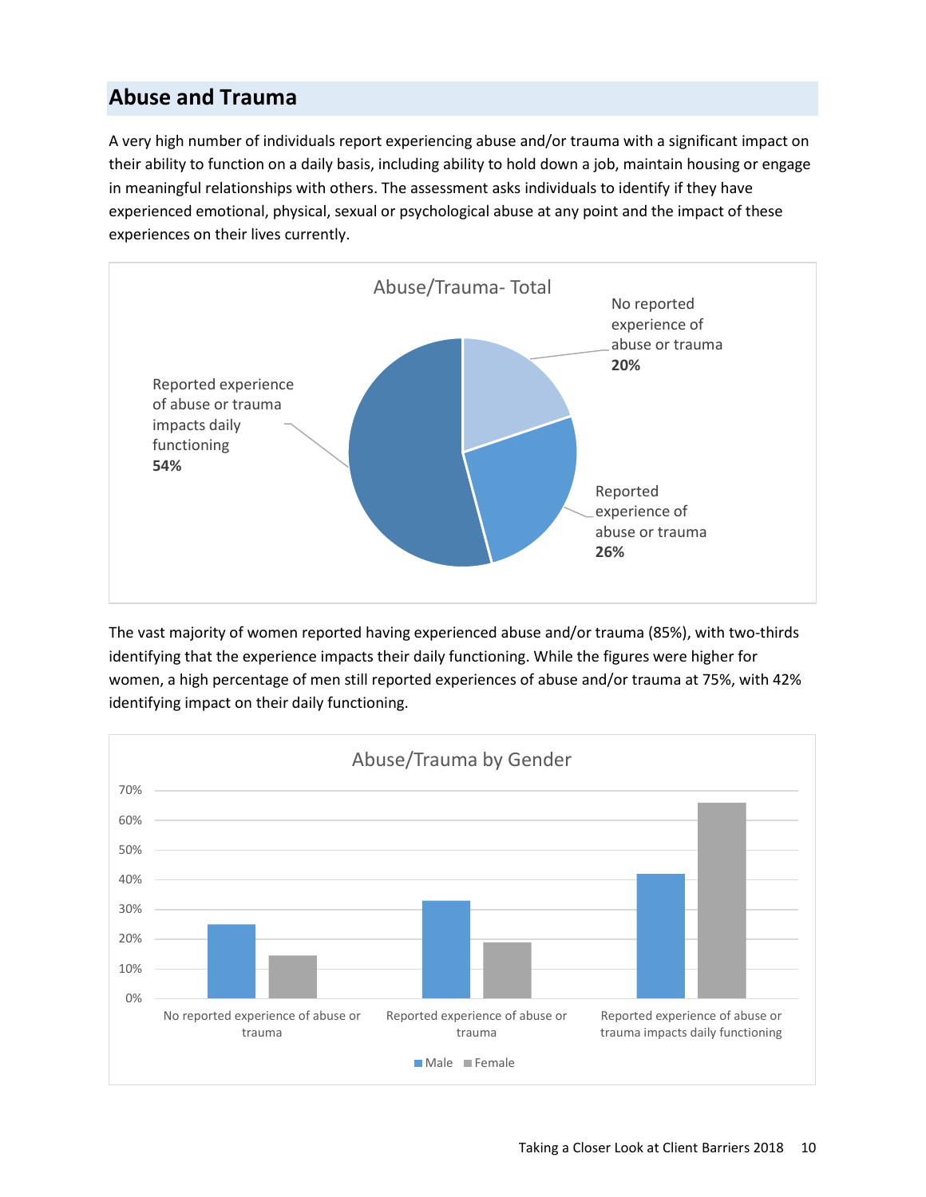## Abuse and Trauma

A very high number of individuals report experiencing abuse and/or trauma with a significant impact on their ability to function on a daily basis, including ability to hold down a job, maintain housing or engage in meaningful relationships with others. The assessment asks individuals to identify if they have experienced emotional, physical, sexual or psychological abuse at any point and the impact of these experiences on their lives currently.

Abuse/Trauma- Total

- No reported experience of abuse or trauma **20%**
- Reported experience of abuse or trauma **26%**
- Reported experience of abuse or trauma impacts daily functioning **54%**

The vast majority of women reported having experienced abuse and/or trauma (85%), with two-thirds identifying that the experience impacts their daily functioning. While the figures were higher for women, a high percentage of men still reported experiences of abuse and/or trauma at 75%, with 42% identifying impact on their daily functioning.

Abuse/Trauma by Gender

Categories: No reported experience of abuse or trauma; Reported experience of abuse or trauma; Reported experience of abuse or trauma impacts daily functioning

Legend: Male, Female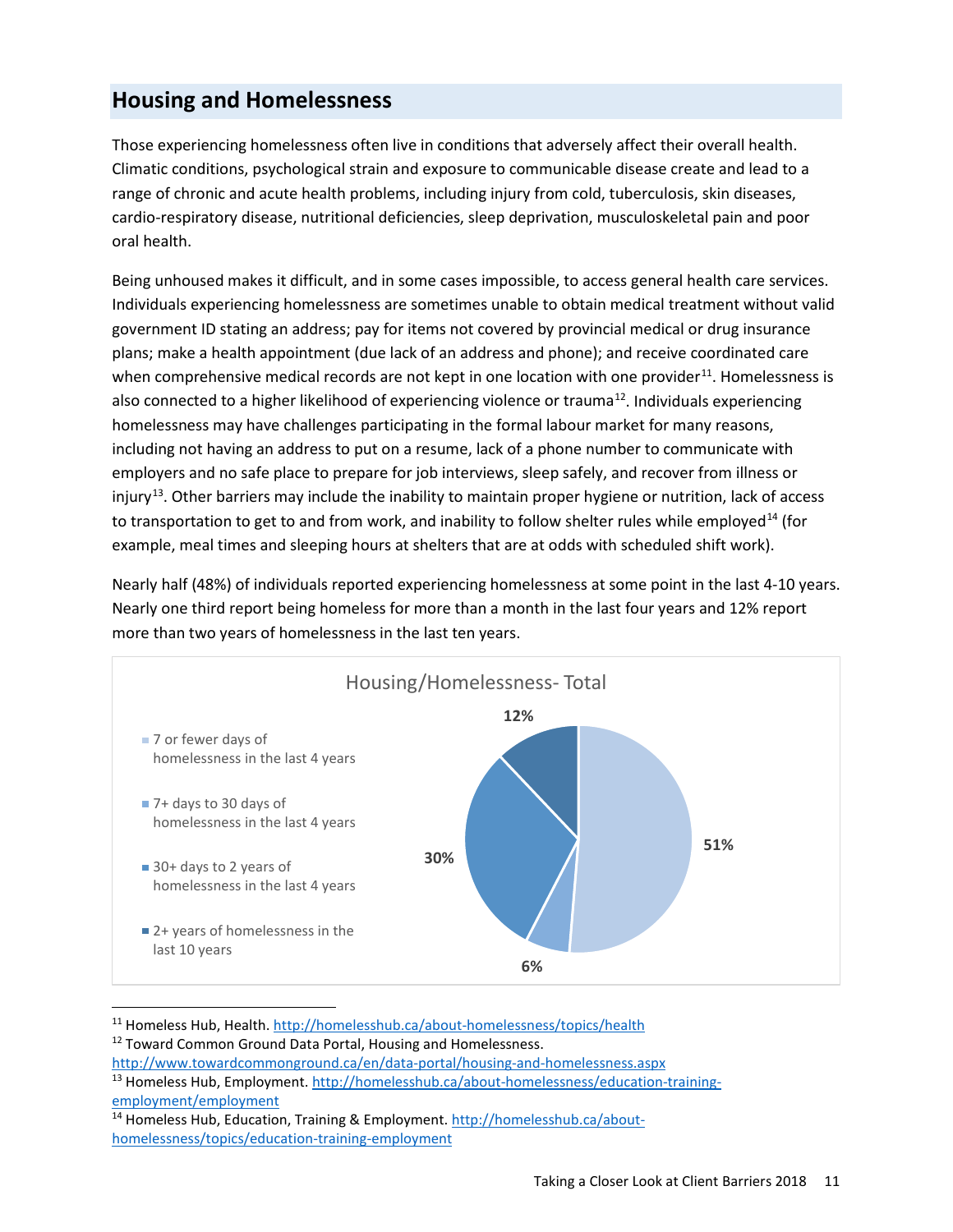## Housing and Homelessness

Those experiencing homelessness often live in conditions that adversely affect their overall health. Climatic conditions, psychological strain and exposure to communicable disease create and lead to a range of chronic and acute health problems, including injury from cold, tuberculosis, skin diseases, cardio-respiratory disease, nutritional deficiencies, sleep deprivation, musculoskeletal pain and poor oral health.

Being unhoused makes it difficult, and in some cases impossible, to access general health care services. Individuals experiencing homelessness are sometimes unable to obtain medical treatment without valid government ID stating an address; pay for items not covered by provincial medical or drug insurance plans; make a health appointment (due lack of an address and phone); and receive coordinated care when comprehensive medical records are not kept in one location with one provider[11]. Homelessness is also connected to a higher likelihood of experiencing violence or trauma[12]. Individuals experiencing homelessness may have challenges participating in the formal labour market for many reasons, including not having an address to put on a resume, lack of a phone number to communicate with employers and no safe place to prepare for job interviews, sleep safely, and recover from illness or injury[13]. Other barriers may include the inability to maintain proper hygiene or nutrition, lack of access to transportation to get to and from work, and inability to follow shelter rules while employed[14] (for example, meal times and sleeping hours at shelters that are at odds with scheduled shift work).

Nearly half (48%) of individuals reported experiencing homelessness at some point in the last 4-10 years. Nearly one third report being homeless for more than a month in the last four years and 12% report more than two years of homelessness in the last ten years.

**Housing/Homelessness- Total**

| Category | Percentage |
|---|---|
| 7 or fewer days of homelessness in the last 4 years | 51% |
| 7+ days to 30 days of homelessness in the last 4 years | 6% |
| 30+ days to 2 years of homelessness in the last 4 years | 30% |
| 2+ years of homelessness in the last 10 years | 12% |

[11] Homeless Hub, Health. http://homelesshub.ca/about-homelessness/topics/health

[12] Toward Common Ground Data Portal, Housing and Homelessness. http://www.towardcommonground.ca/en/data-portal/housing-and-homelessness.aspx

[13] Homeless Hub, Employment. http://homelesshub.ca/about-homelessness/education-training-employment/employment

[14] Homeless Hub, Education, Training & Employment. http://homelesshub.ca/about-homelessness/topics/education-training-employment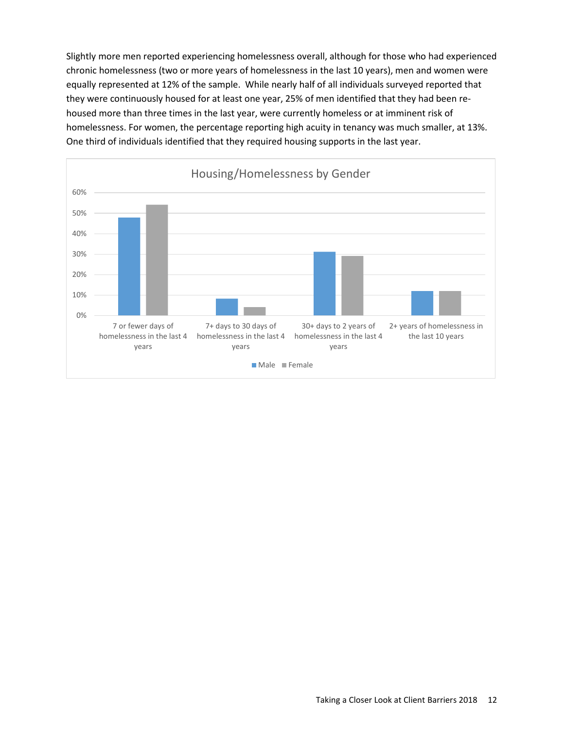Slightly more men reported experiencing homelessness overall, although for those who had experienced chronic homelessness (two or more years of homelessness in the last 10 years), men and women were equally represented at 12% of the sample. While nearly half of all individuals surveyed reported that they were continuously housed for at least one year, 25% of men identified that they had been re-housed more than three times in the last year, were currently homeless or at imminent risk of homelessness. For women, the percentage reporting high acuity in tenancy was much smaller, at 13%. One third of individuals identified that they required housing supports in the last year.

Housing/Homelessness by Gender

| | Male | Female |
|---|---|---|
| 7 or fewer days of homelessness in the last 4 years | 48% | 54% |
| 7+ days to 30 days of homelessness in the last 4 years | 8% | 4% |
| 30+ days to 2 years of homelessness in the last 4 years | 31% | 29% |
| 2+ years of homelessness in the last 10 years | 12% | 12% |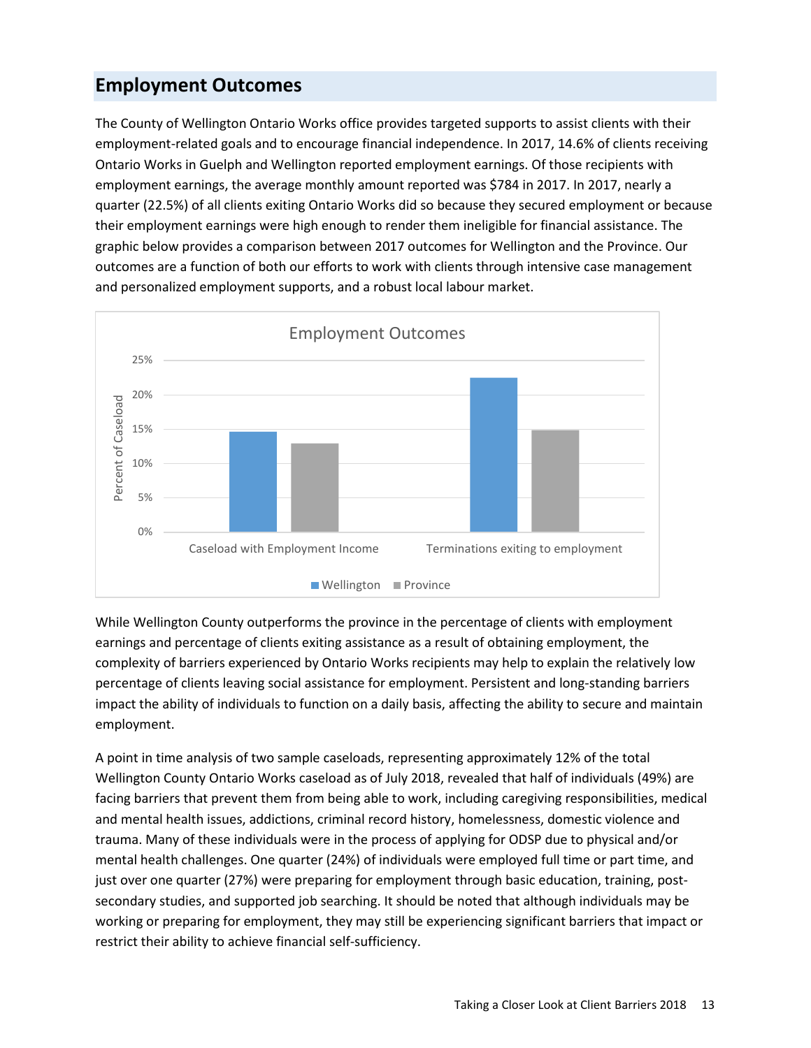## Employment Outcomes

The County of Wellington Ontario Works office provides targeted supports to assist clients with their employment-related goals and to encourage financial independence. In 2017, 14.6% of clients receiving Ontario Works in Guelph and Wellington reported employment earnings. Of those recipients with employment earnings, the average monthly amount reported was $784 in 2017. In 2017, nearly a quarter (22.5%) of all clients exiting Ontario Works did so because they secured employment or because their employment earnings were high enough to render them ineligible for financial assistance. The graphic below provides a comparison between 2017 outcomes for Wellington and the Province. Our outcomes are a function of both our efforts to work with clients through intensive case management and personalized employment supports, and a robust local labour market.

While Wellington County outperforms the province in the percentage of clients with employment earnings and percentage of clients exiting assistance as a result of obtaining employment, the complexity of barriers experienced by Ontario Works recipients may help to explain the relatively low percentage of clients leaving social assistance for employment. Persistent and long-standing barriers impact the ability of individuals to function on a daily basis, affecting the ability to secure and maintain employment.

A point in time analysis of two sample caseloads, representing approximately 12% of the total Wellington County Ontario Works caseload as of July 2018, revealed that half of individuals (49%) are facing barriers that prevent them from being able to work, including caregiving responsibilities, medical and mental health issues, addictions, criminal record history, homelessness, domestic violence and trauma. Many of these individuals were in the process of applying for ODSP due to physical and/or mental health challenges. One quarter (24%) of individuals were employed full time or part time, and just over one quarter (27%) were preparing for employment through basic education, training, post-secondary studies, and supported job searching. It should be noted that although individuals may be working or preparing for employment, they may still be experiencing significant barriers that impact or restrict their ability to achieve financial self-sufficiency.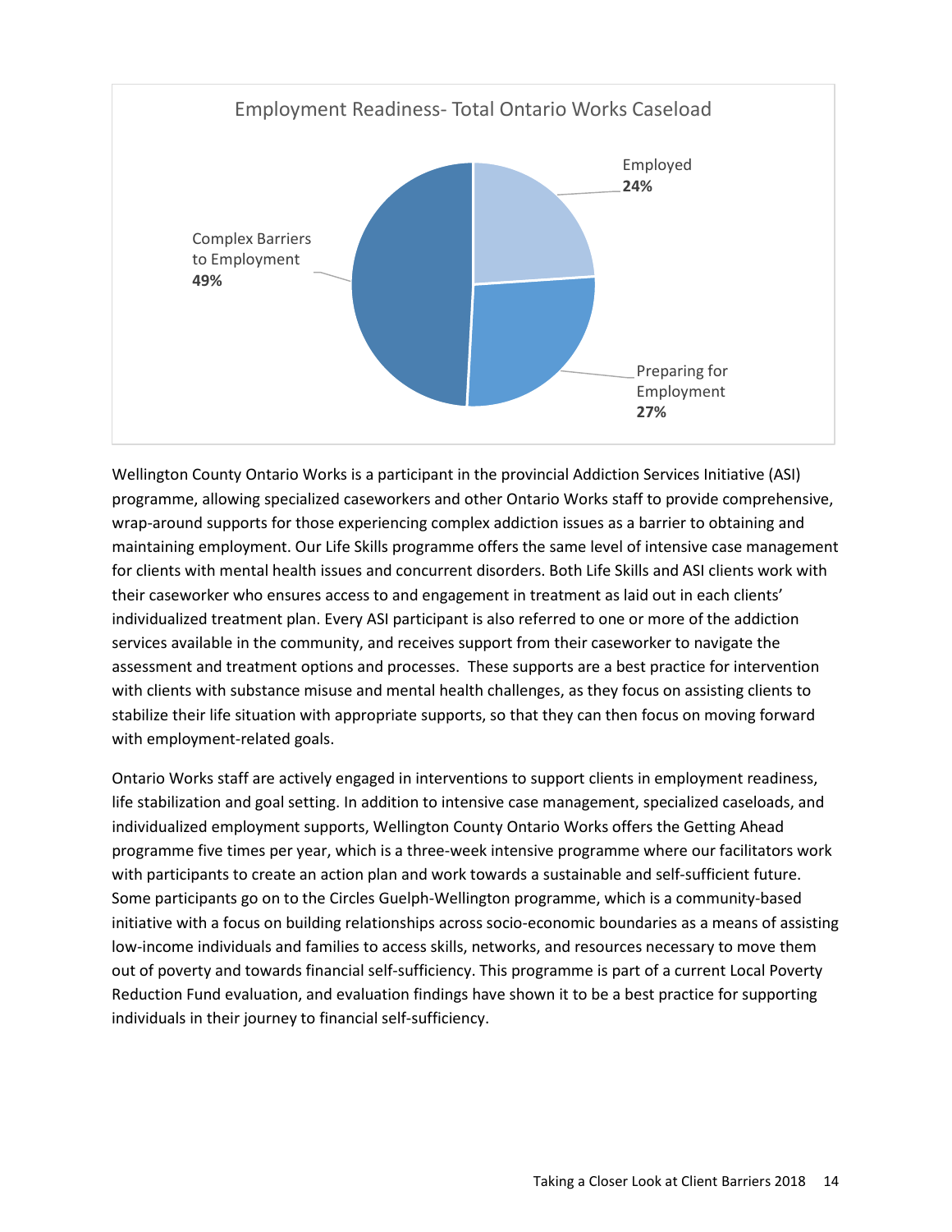**Employment Readiness- Total Ontario Works Caseload**

| Category | Percentage |
| --- | --- |
| Employed | 24% |
| Preparing for Employment | 27% |
| Complex Barriers to Employment | 49% |

Wellington County Ontario Works is a participant in the provincial Addiction Services Initiative (ASI) programme, allowing specialized caseworkers and other Ontario Works staff to provide comprehensive, wrap-around supports for those experiencing complex addiction issues as a barrier to obtaining and maintaining employment. Our Life Skills programme offers the same level of intensive case management for clients with mental health issues and concurrent disorders. Both Life Skills and ASI clients work with their caseworker who ensures access to and engagement in treatment as laid out in each clients' individualized treatment plan. Every ASI participant is also referred to one or more of the addiction services available in the community, and receives support from their caseworker to navigate the assessment and treatment options and processes. These supports are a best practice for intervention with clients with substance misuse and mental health challenges, as they focus on assisting clients to stabilize their life situation with appropriate supports, so that they can then focus on moving forward with employment-related goals.

Ontario Works staff are actively engaged in interventions to support clients in employment readiness, life stabilization and goal setting. In addition to intensive case management, specialized caseloads, and individualized employment supports, Wellington County Ontario Works offers the Getting Ahead programme five times per year, which is a three-week intensive programme where our facilitators work with participants to create an action plan and work towards a sustainable and self-sufficient future. Some participants go on to the Circles Guelph-Wellington programme, which is a community-based initiative with a focus on building relationships across socio-economic boundaries as a means of assisting low-income individuals and families to access skills, networks, and resources necessary to move them out of poverty and towards financial self-sufficiency. This programme is part of a current Local Poverty Reduction Fund evaluation, and evaluation findings have shown it to be a best practice for supporting individuals in their journey to financial self-sufficiency.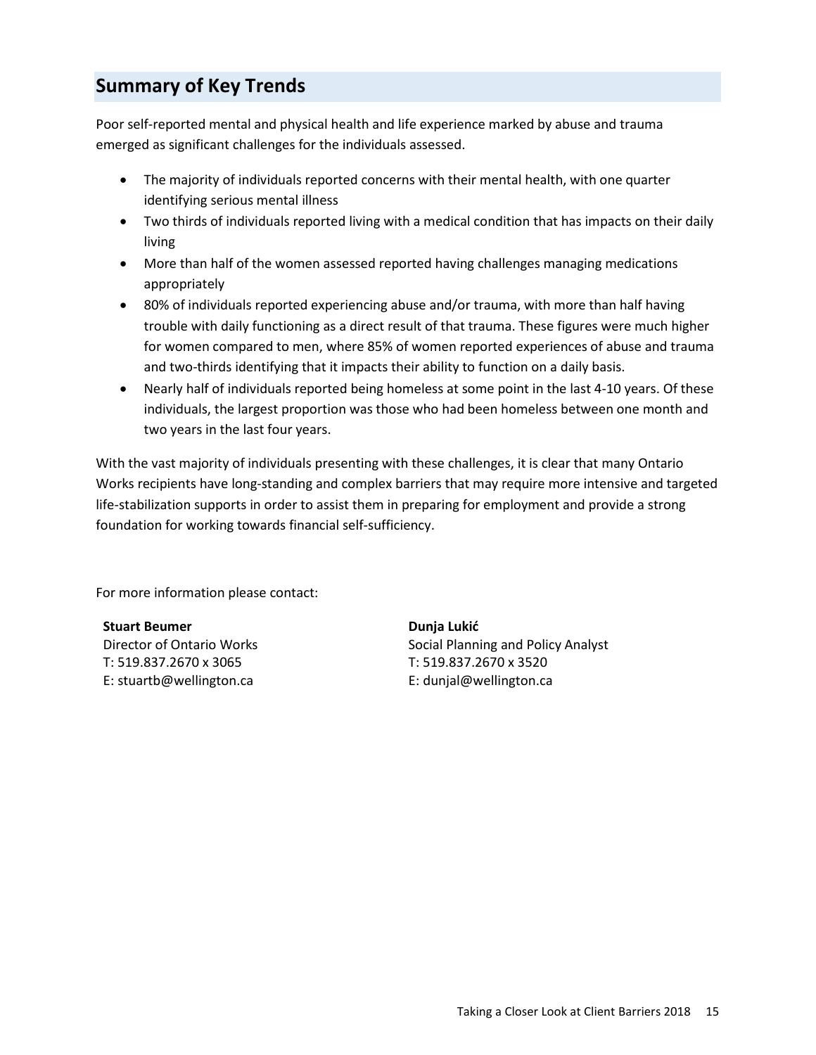## Summary of Key Trends

Poor self-reported mental and physical health and life experience marked by abuse and trauma emerged as significant challenges for the individuals assessed.

- The majority of individuals reported concerns with their mental health, with one quarter identifying serious mental illness
- Two thirds of individuals reported living with a medical condition that has impacts on their daily living
- More than half of the women assessed reported having challenges managing medications appropriately
- 80% of individuals reported experiencing abuse and/or trauma, with more than half having trouble with daily functioning as a direct result of that trauma. These figures were much higher for women compared to men, where 85% of women reported experiences of abuse and trauma and two-thirds identifying that it impacts their ability to function on a daily basis.
- Nearly half of individuals reported being homeless at some point in the last 4-10 years. Of these individuals, the largest proportion was those who had been homeless between one month and two years in the last four years.

With the vast majority of individuals presenting with these challenges, it is clear that many Ontario Works recipients have long-standing and complex barriers that may require more intensive and targeted life-stabilization supports in order to assist them in preparing for employment and provide a strong foundation for working towards financial self-sufficiency.

For more information please contact:

**Stuart Beumer**
Director of Ontario Works
T: 519.837.2670 x 3065
E: stuartb@wellington.ca

**Dunja Lukić**
Social Planning and Policy Analyst
T: 519.837.2670 x 3520
E: dunjal@wellington.ca